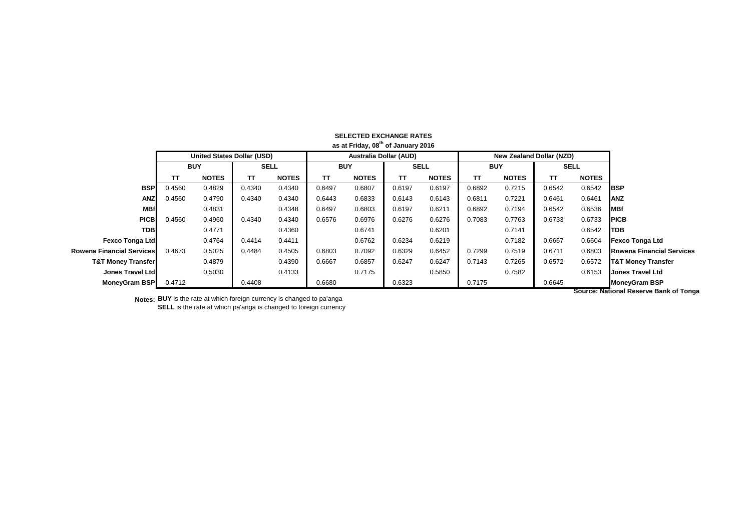**SELECTED EXCHANGE RATES**
**as at Friday, 08th of January 2016**

| | United States Dollar (USD) | | | | Australia Dollar (AUD) | | | | New Zealand Dollar (NZD) | | | | |
|---|---|---|---|---|---|---|---|---|---|---|---|---|---|
| | BUY | | SELL | | BUY | | SELL | | BUY | | SELL | | |
| | TT | NOTES | TT | NOTES | TT | NOTES | TT | NOTES | TT | NOTES | TT | NOTES | |
| **BSP** | 0.4560 | 0.4829 | 0.4340 | 0.4340 | 0.6497 | 0.6807 | 0.6197 | 0.6197 | 0.6892 | 0.7215 | 0.6542 | 0.6542 | **BSP** |
| **ANZ** | 0.4560 | 0.4790 | 0.4340 | 0.4340 | 0.6443 | 0.6833 | 0.6143 | 0.6143 | 0.6811 | 0.7221 | 0.6461 | 0.6461 | **ANZ** |
| **MBf** | | 0.4831 | | 0.4348 | 0.6497 | 0.6803 | 0.6197 | 0.6211 | 0.6892 | 0.7194 | 0.6542 | 0.6536 | **MBf** |
| **PICB** | 0.4560 | 0.4960 | 0.4340 | 0.4340 | 0.6576 | 0.6976 | 0.6276 | 0.6276 | 0.7083 | 0.7763 | 0.6733 | 0.6733 | **PICB** |
| **TDB** | | 0.4771 | | 0.4360 | | 0.6741 | | 0.6201 | | 0.7141 | | 0.6542 | **TDB** |
| **Fexco Tonga Ltd** | | 0.4764 | 0.4414 | 0.4411 | | 0.6762 | 0.6234 | 0.6219 | | 0.7182 | 0.6667 | 0.6604 | **Fexco Tonga Ltd** |
| **Rowena Financial Services** | 0.4673 | 0.5025 | 0.4484 | 0.4505 | 0.6803 | 0.7092 | 0.6329 | 0.6452 | 0.7299 | 0.7519 | 0.6711 | 0.6803 | **Rowena Financial Services** |
| **T&T Money Transfer** | | 0.4879 | | 0.4390 | 0.6667 | 0.6857 | 0.6247 | 0.6247 | 0.7143 | 0.7265 | 0.6572 | 0.6572 | **T&T Money Transfer** |
| **Jones Travel Ltd** | | 0.5030 | | 0.4133 | | 0.7175 | | 0.5850 | | 0.7582 | | 0.6153 | **Jones Travel Ltd** |
| **MoneyGram BSP** | 0.4712 | | 0.4408 | | 0.6680 | | 0.6323 | | 0.7175 | | 0.6645 | | **MoneyGram BSP** |

**Source: National Reserve Bank of Tonga**

**Notes:** **BUY** is the rate at which foreign currency is changed to pa'anga
**SELL** is the rate at which pa'anga is changed to foreign currency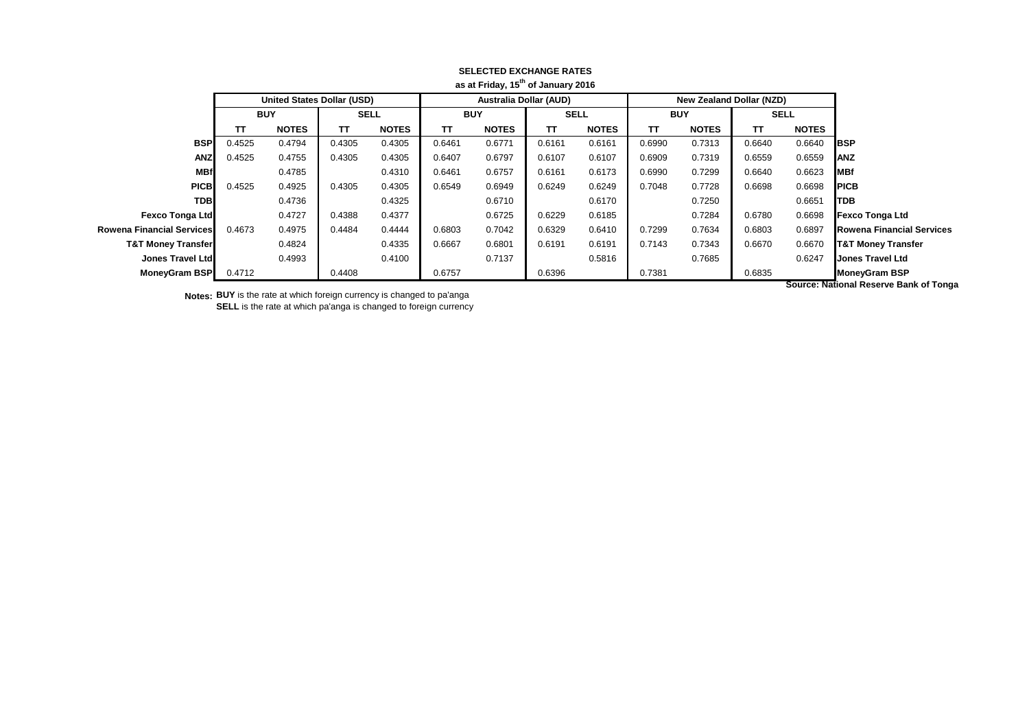## SELECTED EXCHANGE RATES

**as at Friday, 15th of January 2016**

| | United States Dollar (USD) | | | | Australia Dollar (AUD) | | | | New Zealand Dollar (NZD) | | | | |
|---|---|---|---|---|---|---|---|---|---|---|---|---|---|
| | BUY | | SELL | | BUY | | SELL | | BUY | | SELL | | |
| | TT | NOTES | TT | NOTES | TT | NOTES | TT | NOTES | TT | NOTES | TT | NOTES | |
| **BSP** | 0.4525 | 0.4794 | 0.4305 | 0.4305 | 0.6461 | 0.6771 | 0.6161 | 0.6161 | 0.6990 | 0.7313 | 0.6640 | 0.6640 | **BSP** |
| **ANZ** | 0.4525 | 0.4755 | 0.4305 | 0.4305 | 0.6407 | 0.6797 | 0.6107 | 0.6107 | 0.6909 | 0.7319 | 0.6559 | 0.6559 | **ANZ** |
| **MBf** | | 0.4785 | | 0.4310 | 0.6461 | 0.6757 | 0.6161 | 0.6173 | 0.6990 | 0.7299 | 0.6640 | 0.6623 | **MBf** |
| **PICB** | 0.4525 | 0.4925 | 0.4305 | 0.4305 | 0.6549 | 0.6949 | 0.6249 | 0.6249 | 0.7048 | 0.7728 | 0.6698 | 0.6698 | **PICB** |
| **TDB** | | 0.4736 | | 0.4325 | | 0.6710 | | 0.6170 | | 0.7250 | | 0.6651 | **TDB** |
| **Fexco Tonga Ltd** | | 0.4727 | 0.4388 | 0.4377 | | 0.6725 | 0.6229 | 0.6185 | | 0.7284 | 0.6780 | 0.6698 | **Fexco Tonga Ltd** |
| **Rowena Financial Services** | 0.4673 | 0.4975 | 0.4484 | 0.4444 | 0.6803 | 0.7042 | 0.6329 | 0.6410 | 0.7299 | 0.7634 | 0.6803 | 0.6897 | **Rowena Financial Services** |
| **T&T Money Transfer** | | 0.4824 | | 0.4335 | 0.6667 | 0.6801 | 0.6191 | 0.6191 | 0.7143 | 0.7343 | 0.6670 | 0.6670 | **T&T Money Transfer** |
| **Jones Travel Ltd** | | 0.4993 | | 0.4100 | | 0.7137 | | 0.5816 | | 0.7685 | | 0.6247 | **Jones Travel Ltd** |
| **MoneyGram BSP** | 0.4712 | | 0.4408 | | 0.6757 | | 0.6396 | | 0.7381 | | 0.6835 | | **MoneyGram BSP** |

**Source: National Reserve Bank of Tonga**

**Notes:** **BUY** is the rate at which foreign currency is changed to pa'anga
**SELL** is the rate at which pa'anga is changed to foreign currency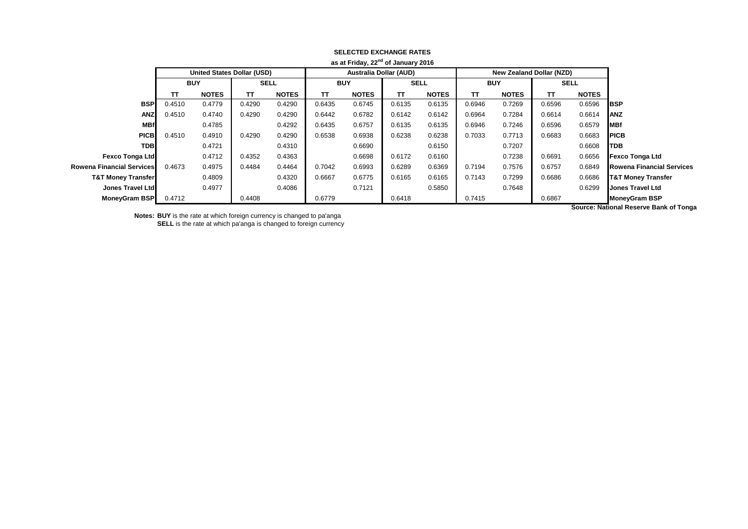**SELECTED EXCHANGE RATES**

**as at Friday, 22nd of January 2016**

| | United States Dollar (USD) | | | | Australia Dollar (AUD) | | | | New Zealand Dollar (NZD) | | | | |
|---|---|---|---|---|---|---|---|---|---|---|---|---|---|
| | BUY | | SELL | | BUY | | SELL | | BUY | | SELL | | |
| | TT | NOTES | TT | NOTES | TT | NOTES | TT | NOTES | TT | NOTES | TT | NOTES | |
| **BSP** | 0.4510 | 0.4779 | 0.4290 | 0.4290 | 0.6435 | 0.6745 | 0.6135 | 0.6135 | 0.6946 | 0.7269 | 0.6596 | 0.6596 | **BSP** |
| **ANZ** | 0.4510 | 0.4740 | 0.4290 | 0.4290 | 0.6442 | 0.6782 | 0.6142 | 0.6142 | 0.6964 | 0.7284 | 0.6614 | 0.6614 | **ANZ** |
| **MBf** | | 0.4785 | | 0.4292 | 0.6435 | 0.6757 | 0.6135 | 0.6135 | 0.6946 | 0.7246 | 0.6596 | 0.6579 | **MBf** |
| **PICB** | 0.4510 | 0.4910 | 0.4290 | 0.4290 | 0.6538 | 0.6938 | 0.6238 | 0.6238 | 0.7033 | 0.7713 | 0.6683 | 0.6683 | **PICB** |
| **TDB** | | 0.4721 | | 0.4310 | | 0.6690 | | 0.6150 | | 0.7207 | | 0.6608 | **TDB** |
| **Fexco Tonga Ltd** | | 0.4712 | 0.4352 | 0.4363 | | 0.6698 | 0.6172 | 0.6160 | | 0.7238 | 0.6691 | 0.6656 | **Fexco Tonga Ltd** |
| **Rowena Financial Services** | 0.4673 | 0.4975 | 0.4484 | 0.4464 | 0.7042 | 0.6993 | 0.6289 | 0.6369 | 0.7194 | 0.7576 | 0.6757 | 0.6849 | **Rowena Financial Services** |
| **T&T Money Transfer** | | 0.4809 | | 0.4320 | 0.6667 | 0.6775 | 0.6165 | 0.6165 | 0.7143 | 0.7299 | 0.6686 | 0.6686 | **T&T Money Transfer** |
| **Jones Travel Ltd** | | 0.4977 | | 0.4086 | | 0.7121 | | 0.5850 | | 0.7648 | | 0.6299 | **Jones Travel Ltd** |
| **MoneyGram BSP** | 0.4712 | | 0.4408 | | 0.6779 | | 0.6418 | | 0.7415 | | 0.6867 | | **MoneyGram BSP** |

**Source: National Reserve Bank of Tonga**

**Notes:** **BUY** is the rate at which foreign currency is changed to pa'anga
**SELL** is the rate at which pa'anga is changed to foreign currency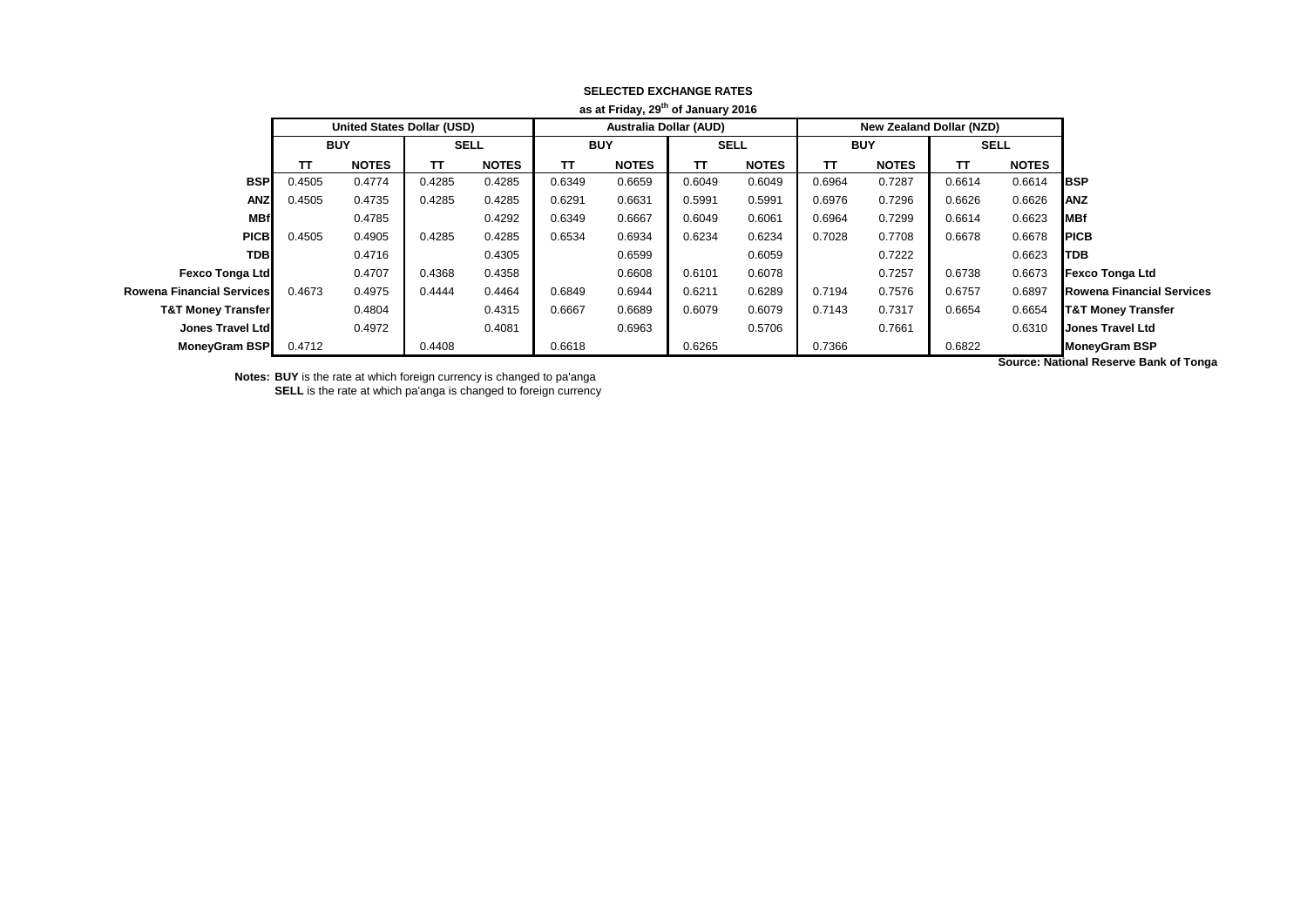**SELECTED EXCHANGE RATES**

**as at Friday, 29th of January 2016**

| | United States Dollar (USD) | | | | Australia Dollar (AUD) | | | | New Zealand Dollar (NZD) | | | | |
|---|---|---|---|---|---|---|---|---|---|---|---|---|---|
| | BUY | | SELL | | BUY | | SELL | | BUY | | SELL | | |
| | TT | NOTES | TT | NOTES | TT | NOTES | TT | NOTES | TT | NOTES | TT | NOTES | |
| **BSP** | 0.4505 | 0.4774 | 0.4285 | 0.4285 | 0.6349 | 0.6659 | 0.6049 | 0.6049 | 0.6964 | 0.7287 | 0.6614 | 0.6614 | **BSP** |
| **ANZ** | 0.4505 | 0.4735 | 0.4285 | 0.4285 | 0.6291 | 0.6631 | 0.5991 | 0.5991 | 0.6976 | 0.7296 | 0.6626 | 0.6626 | **ANZ** |
| **MBf** | | 0.4785 | | 0.4292 | 0.6349 | 0.6667 | 0.6049 | 0.6061 | 0.6964 | 0.7299 | 0.6614 | 0.6623 | **MBf** |
| **PICB** | 0.4505 | 0.4905 | 0.4285 | 0.4285 | 0.6534 | 0.6934 | 0.6234 | 0.6234 | 0.7028 | 0.7708 | 0.6678 | 0.6678 | **PICB** |
| **TDB** | | 0.4716 | | 0.4305 | | 0.6599 | | 0.6059 | | 0.7222 | | 0.6623 | **TDB** |
| **Fexco Tonga Ltd** | | 0.4707 | 0.4368 | 0.4358 | | 0.6608 | 0.6101 | 0.6078 | | 0.7257 | 0.6738 | 0.6673 | **Fexco Tonga Ltd** |
| **Rowena Financial Services** | 0.4673 | 0.4975 | 0.4444 | 0.4464 | 0.6849 | 0.6944 | 0.6211 | 0.6289 | 0.7194 | 0.7576 | 0.6757 | 0.6897 | **Rowena Financial Services** |
| **T&T Money Transfer** | | 0.4804 | | 0.4315 | 0.6667 | 0.6689 | 0.6079 | 0.6079 | 0.7143 | 0.7317 | 0.6654 | 0.6654 | **T&T Money Transfer** |
| **Jones Travel Ltd** | | 0.4972 | | 0.4081 | | 0.6963 | | 0.5706 | | 0.7661 | | 0.6310 | **Jones Travel Ltd** |
| **MoneyGram BSP** | 0.4712 | | 0.4408 | | 0.6618 | | 0.6265 | | 0.7366 | | 0.6822 | | **MoneyGram BSP** |

**Source: National Reserve Bank of Tonga**

**Notes: BUY** is the rate at which foreign currency is changed to pa'anga
**SELL** is the rate at which pa'anga is changed to foreign currency